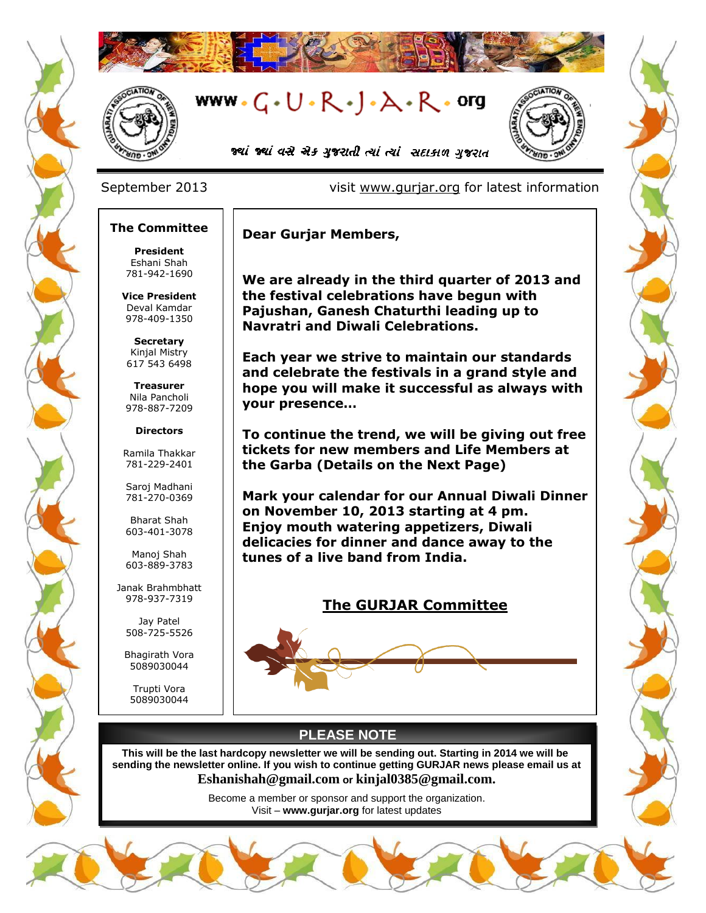# www.G.U.R.J.A.R.org

જ્યાં જ્યાં વસે એક ગુજરાતી ત્યાં ત્યાં સદાકાળ ગુજરાત

September 2013 visit www.gurjar.org for latest information

## The Committee

**President**
Eshani Shah
781-942-1690

**Vice President**
Deval Kamdar
978-409-1350

**Secretary**
Kinjal Mistry
617 543 6498

**Treasurer**
Nila Pancholi
978-887-7209

**Directors**

Ramila Thakkar
781-229-2401

Saroj Madhani
781-270-0369

Bharat Shah
603-401-3078

Manoj Shah
603-889-3783

Janak Brahmbhatt
978-937-7319

Jay Patel
508-725-5526

Bhagirath Vora
5089030044

Trupti Vora
5089030044

**Dear Gurjar Members,**

**We are already in the third quarter of 2013 and the festival celebrations have begun with Pajushan, Ganesh Chaturthi leading up to Navratri and Diwali Celebrations.**

**Each year we strive to maintain our standards and celebrate the festivals in a grand style and hope you will make it successful as always with your presence…**

**To continue the trend, we will be giving out free tickets for new members and Life Members at the Garba (Details on the Next Page)**

**Mark your calendar for our Annual Diwali Dinner on November 10, 2013 starting at 4 pm. Enjoy mouth watering appetizers, Diwali delicacies for dinner and dance away to the tunes of a live band from India.**

**The GURJAR Committee**

## PLEASE NOTE

**This will be the last hardcopy newsletter we will be sending out. Starting in 2014 we will be sending the newsletter online. If you wish to continue getting GURJAR news please email us at Eshanishah@gmail.com or kinjal0385@gmail.com.**

Become a member or sponsor and support the organization.
Visit – **www.gurjar.org** for latest updates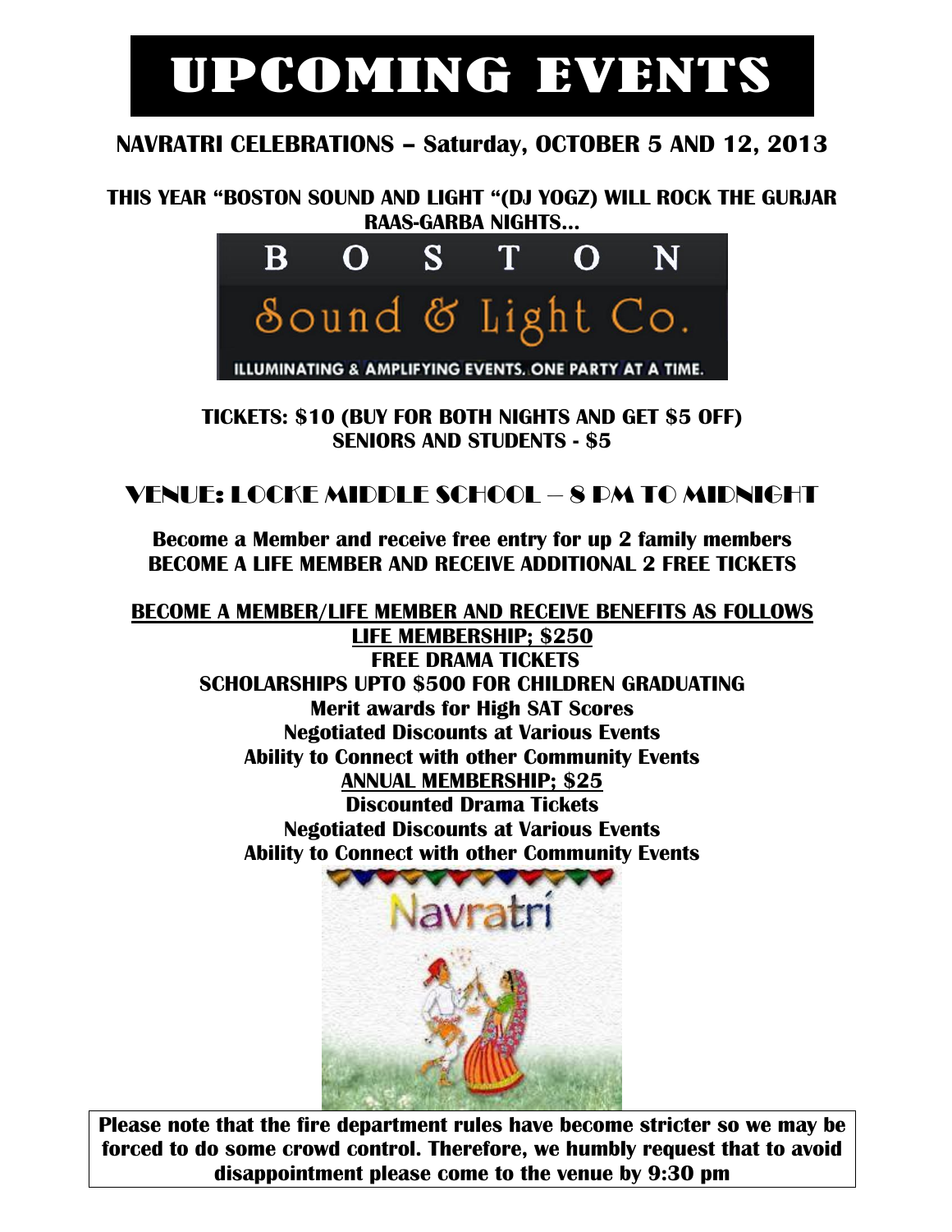# UPCOMING EVENTS

## NAVRATRI CELEBRATIONS – Saturday, OCTOBER 5 AND 12, 2013

**THIS YEAR "BOSTON SOUND AND LIGHT "(DJ YOGZ) WILL ROCK THE GURJAR RAAS-GARBA NIGHTS…**

BOSTON Sound & Light Co.

ILLUMINATING & AMPLIFYING EVENTS. ONE PARTY AT A TIME.

**TICKETS: $10 (BUY FOR BOTH NIGHTS AND GET $5 OFF)**
**SENIORS AND STUDENTS - $5**

## VENUE: LOCKE MIDDLE SCHOOL – 8 PM TO MIDNIGHT

**Become a Member and receive free entry for up 2 family members**
**BECOME A LIFE MEMBER AND RECEIVE ADDITIONAL 2 FREE TICKETS**

**BECOME A MEMBER/LIFE MEMBER AND RECEIVE BENEFITS AS FOLLOWS**

**LIFE MEMBERSHIP; $250**

**FREE DRAMA TICKETS**
**SCHOLARSHIPS UPTO $500 FOR CHILDREN GRADUATING**
**Merit awards for High SAT Scores**
**Negotiated Discounts at Various Events**
**Ability to Connect with other Community Events**

**ANNUAL MEMBERSHIP; $25**

**Discounted Drama Tickets**
**Negotiated Discounts at Various Events**
**Ability to Connect with other Community Events**

Navratri

**Please note that the fire department rules have become stricter so we may be forced to do some crowd control. Therefore, we humbly request that to avoid disappointment please come to the venue by 9:30 pm**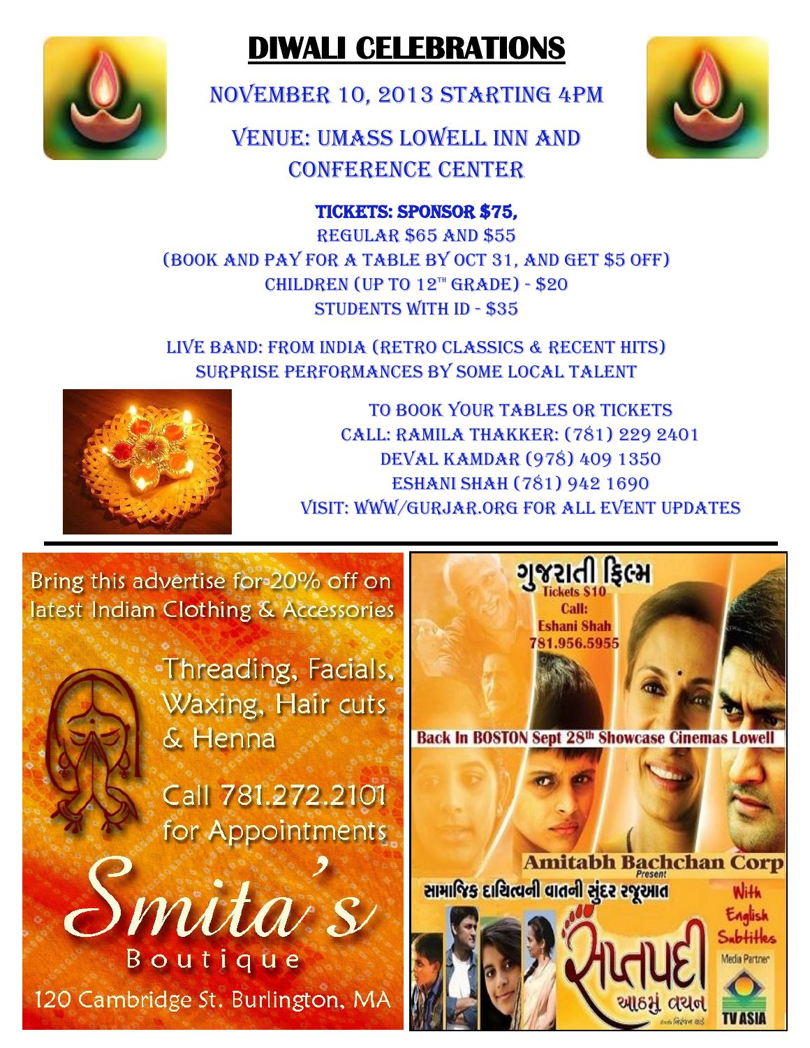# DIWALI CELEBRATIONS

NOVEMBER 10, 2013 STARTING 4PM

VENUE: UMASS LOWELL INN AND CONFERENCE CENTER

**TICKETS: SPONSOR $75,**

REGULAR $65 AND $55

(BOOK AND PAY FOR A TABLE BY OCT 31, AND GET $5 OFF)

CHILDREN (UP TO 12TH GRADE) - $20

STUDENTS WITH ID - $35

LIVE BAND: FROM INDIA (RETRO CLASSICS & RECENT HITS)

SURPRISE PERFORMANCES BY SOME LOCAL TALENT

TO BOOK YOUR TABLES OR TICKETS

CALL: RAMILA THAKKER: (781) 229 2401

DEVAL KAMDAR (978) 409 1350

ESHANI SHAH (781) 942 1690

VISIT: WWW/GURJAR.ORG FOR ALL EVENT UPDATES

---

Bring this advertise for 20% off on latest Indian Clothing & Accessories

Threading, Facials, Waxing, Hair cuts & Henna

Call 781.272.2101 for Appointments

**Smita's Boutique**

120 Cambridge St. Burlington, MA

---

ગુજરાતી ફિલ્મ

Tickets $10

Call: Eshani Shah 781.956.5955

Back In BOSTON Sept 28th Showcase Cinemas Lowell

Amitabh Bachchan Corp Present

સામાજિક દાયિત્વની વાતની સુંદર રજૂઆત

સપ્તપદી આઠમું વચન

With English Subtitles

Media Partner TV ASIA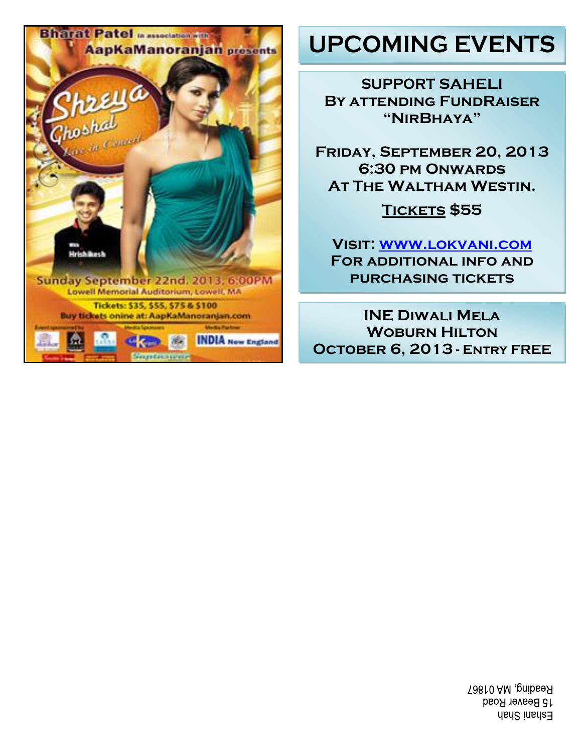Bharat Patel in association with AapKaManoranjan presents

Shreya Ghoshal Live in Concert

With Hrishikesh

Sunday September 22nd, 2013, 6:00PM
Lowell Memorial Auditorium, Lowell, MA

Tickets: $35, $55, $75 & $100
Buy tickets onine at: AapKaManoranjan.com

# UPCOMING EVENTS

**SUPPORT SAHELI**
**By attending FundRaiser**
**"NirBhaya"**

**Friday, September 20, 2013**
**6:30 pm Onwards**
**At The Waltham Westin.**

**Tickets $55**

**Visit: www.lokvani.com**
**For additional info and purchasing tickets**

**INE Diwali Mela**
**Woburn Hilton**
**October 6, 2013 - Entry FREE**

Eshani Shah
15 Beaver Road
Reading, MA 01867